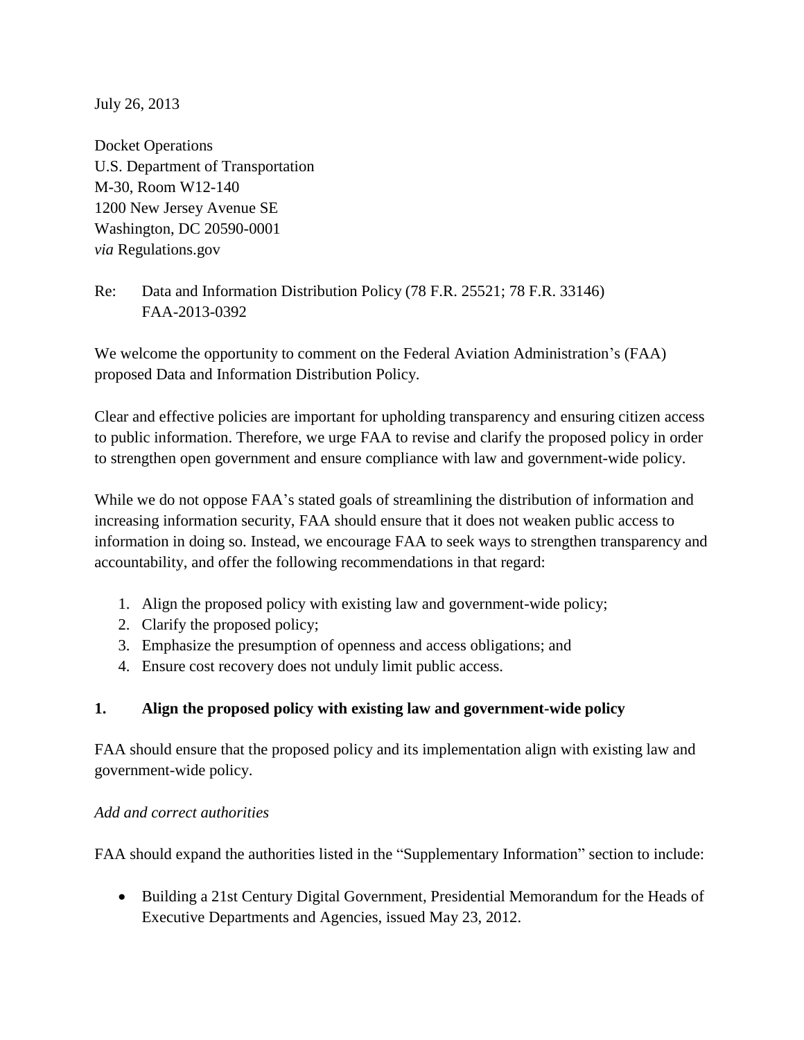July 26, 2013

Docket Operations
U.S. Department of Transportation
M-30, Room W12-140
1200 New Jersey Avenue SE
Washington, DC 20590-0001
*via* Regulations.gov

Re: Data and Information Distribution Policy (78 F.R. 25521; 78 F.R. 33146)
FAA-2013-0392

We welcome the opportunity to comment on the Federal Aviation Administration's (FAA) proposed Data and Information Distribution Policy.

Clear and effective policies are important for upholding transparency and ensuring citizen access to public information. Therefore, we urge FAA to revise and clarify the proposed policy in order to strengthen open government and ensure compliance with law and government-wide policy.

While we do not oppose FAA's stated goals of streamlining the distribution of information and increasing information security, FAA should ensure that it does not weaken public access to information in doing so. Instead, we encourage FAA to seek ways to strengthen transparency and accountability, and offer the following recommendations in that regard:

1. Align the proposed policy with existing law and government-wide policy;
2. Clarify the proposed policy;
3. Emphasize the presumption of openness and access obligations; and
4. Ensure cost recovery does not unduly limit public access.

## 1. Align the proposed policy with existing law and government-wide policy

FAA should ensure that the proposed policy and its implementation align with existing law and government-wide policy.

*Add and correct authorities*

FAA should expand the authorities listed in the "Supplementary Information" section to include:

- Building a 21st Century Digital Government, Presidential Memorandum for the Heads of Executive Departments and Agencies, issued May 23, 2012.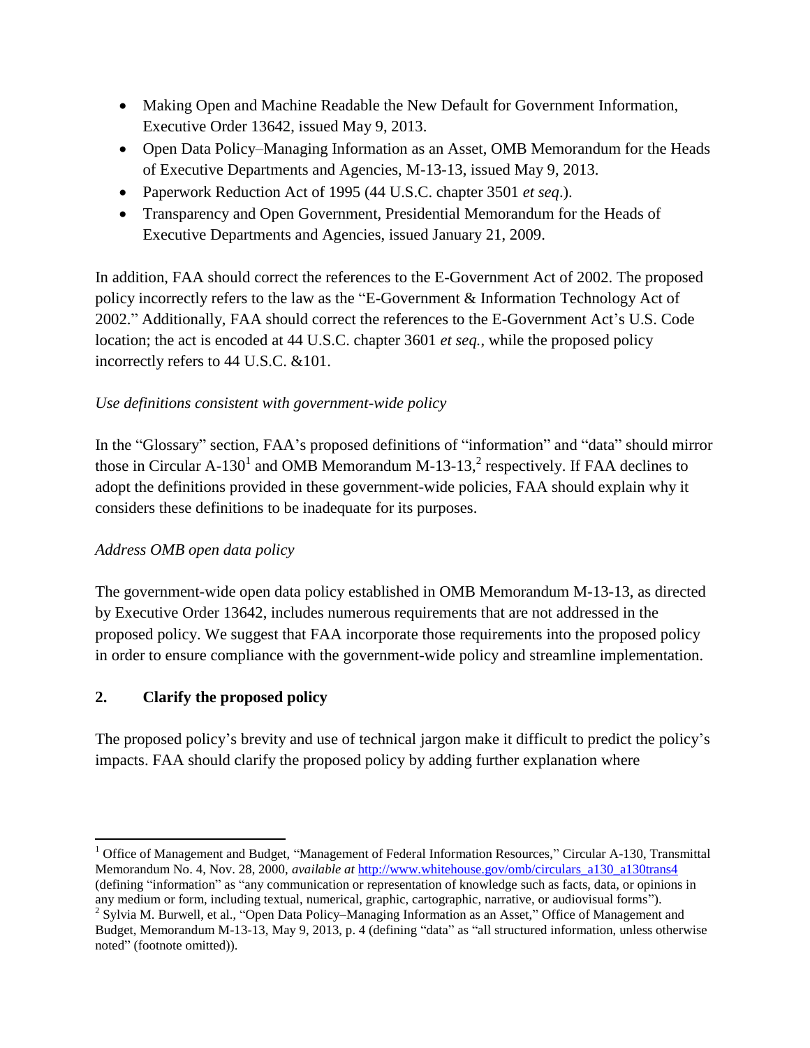- Making Open and Machine Readable the New Default for Government Information, Executive Order 13642, issued May 9, 2013.
- Open Data Policy–Managing Information as an Asset, OMB Memorandum for the Heads of Executive Departments and Agencies, M-13-13, issued May 9, 2013.
- Paperwork Reduction Act of 1995 (44 U.S.C. chapter 3501 *et seq*.).
- Transparency and Open Government, Presidential Memorandum for the Heads of Executive Departments and Agencies, issued January 21, 2009.

In addition, FAA should correct the references to the E-Government Act of 2002. The proposed policy incorrectly refers to the law as the "E-Government & Information Technology Act of 2002." Additionally, FAA should correct the references to the E-Government Act's U.S. Code location; the act is encoded at 44 U.S.C. chapter 3601 *et seq.*, while the proposed policy incorrectly refers to 44 U.S.C. &101.

*Use definitions consistent with government-wide policy*

In the "Glossary" section, FAA's proposed definitions of "information" and "data" should mirror those in Circular A-130[1] and OMB Memorandum M-13-13,[2] respectively. If FAA declines to adopt the definitions provided in these government-wide policies, FAA should explain why it considers these definitions to be inadequate for its purposes.

*Address OMB open data policy*

The government-wide open data policy established in OMB Memorandum M-13-13, as directed by Executive Order 13642, includes numerous requirements that are not addressed in the proposed policy. We suggest that FAA incorporate those requirements into the proposed policy in order to ensure compliance with the government-wide policy and streamline implementation.

## 2. Clarify the proposed policy

The proposed policy's brevity and use of technical jargon make it difficult to predict the policy's impacts. FAA should clarify the proposed policy by adding further explanation where

---

[1] Office of Management and Budget, "Management of Federal Information Resources," Circular A-130, Transmittal Memorandum No. 4, Nov. 28, 2000, *available at* [http://www.whitehouse.gov/omb/circulars_a130_a130trans4](http://www.whitehouse.gov/omb/circulars_a130_a130trans4) (defining "information" as "any communication or representation of knowledge such as facts, data, or opinions in any medium or form, including textual, numerical, graphic, cartographic, narrative, or audiovisual forms").

[2] Sylvia M. Burwell, et al., "Open Data Policy–Managing Information as an Asset," Office of Management and Budget, Memorandum M-13-13, May 9, 2013, p. 4 (defining "data" as "all structured information, unless otherwise noted" (footnote omitted)).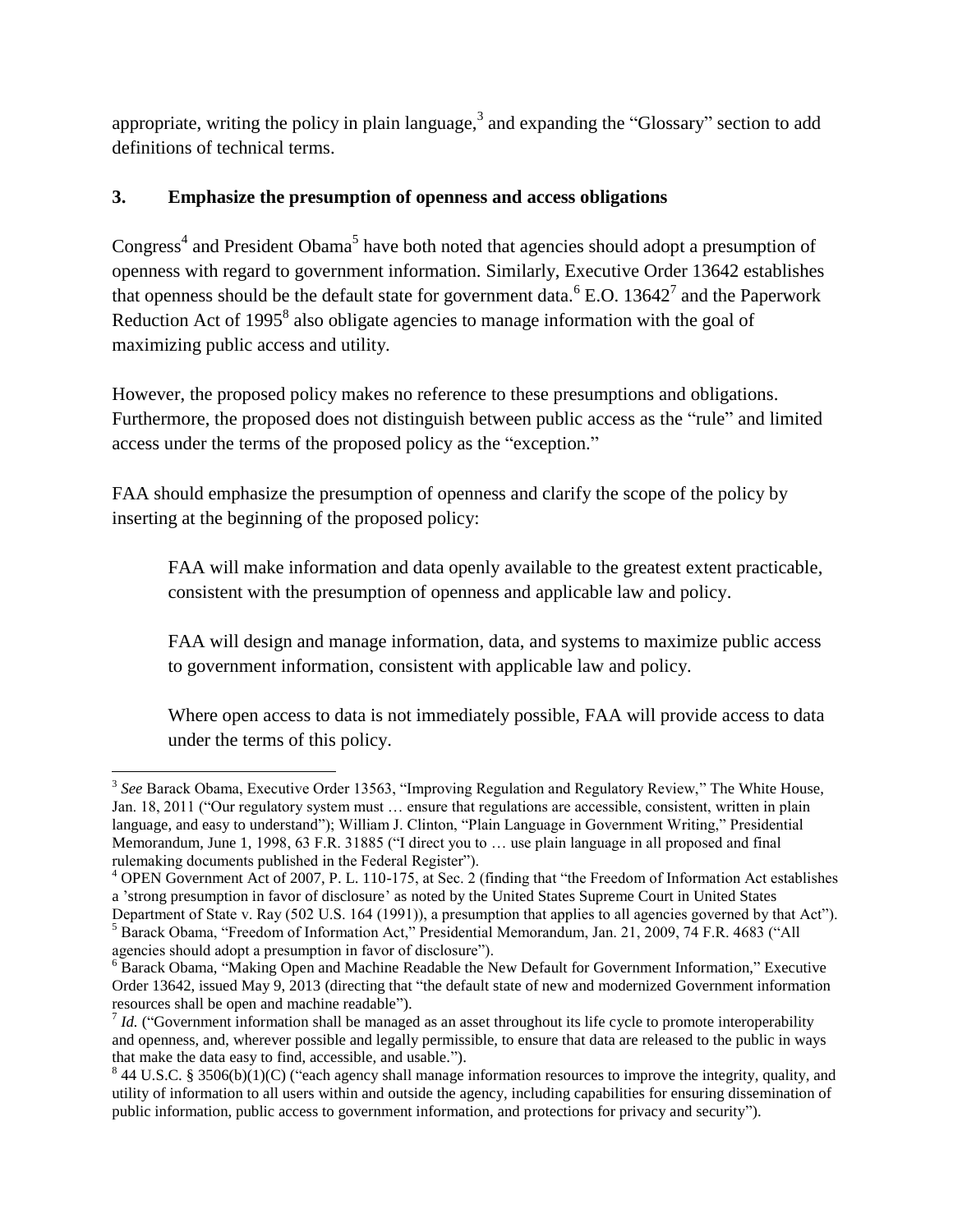appropriate, writing the policy in plain language,[3] and expanding the "Glossary" section to add definitions of technical terms.

### 3. Emphasize the presumption of openness and access obligations

Congress[4] and President Obama[5] have both noted that agencies should adopt a presumption of openness with regard to government information. Similarly, Executive Order 13642 establishes that openness should be the default state for government data.[6] E.O. 13642[7] and the Paperwork Reduction Act of 1995[8] also obligate agencies to manage information with the goal of maximizing public access and utility.

However, the proposed policy makes no reference to these presumptions and obligations. Furthermore, the proposed does not distinguish between public access as the "rule" and limited access under the terms of the proposed policy as the "exception."

FAA should emphasize the presumption of openness and clarify the scope of the policy by inserting at the beginning of the proposed policy:

> FAA will make information and data openly available to the greatest extent practicable, consistent with the presumption of openness and applicable law and policy.
>
> FAA will design and manage information, data, and systems to maximize public access to government information, consistent with applicable law and policy.
>
> Where open access to data is not immediately possible, FAA will provide access to data under the terms of this policy.

---

[3] *See* Barack Obama, Executive Order 13563, "Improving Regulation and Regulatory Review," The White House, Jan. 18, 2011 ("Our regulatory system must … ensure that regulations are accessible, consistent, written in plain language, and easy to understand"); William J. Clinton, "Plain Language in Government Writing," Presidential Memorandum, June 1, 1998, 63 F.R. 31885 ("I direct you to … use plain language in all proposed and final rulemaking documents published in the Federal Register").

[4] OPEN Government Act of 2007, P. L. 110-175, at Sec. 2 (finding that "the Freedom of Information Act establishes a 'strong presumption in favor of disclosure' as noted by the United States Supreme Court in United States Department of State v. Ray (502 U.S. 164 (1991)), a presumption that applies to all agencies governed by that Act").

[5] Barack Obama, "Freedom of Information Act," Presidential Memorandum, Jan. 21, 2009, 74 F.R. 4683 ("All agencies should adopt a presumption in favor of disclosure").

[6] Barack Obama, "Making Open and Machine Readable the New Default for Government Information," Executive Order 13642, issued May 9, 2013 (directing that "the default state of new and modernized Government information resources shall be open and machine readable").

[7] *Id.* ("Government information shall be managed as an asset throughout its life cycle to promote interoperability and openness, and, wherever possible and legally permissible, to ensure that data are released to the public in ways that make the data easy to find, accessible, and usable.").

[8] 44 U.S.C. § 3506(b)(1)(C) ("each agency shall manage information resources to improve the integrity, quality, and utility of information to all users within and outside the agency, including capabilities for ensuring dissemination of public information, public access to government information, and protections for privacy and security").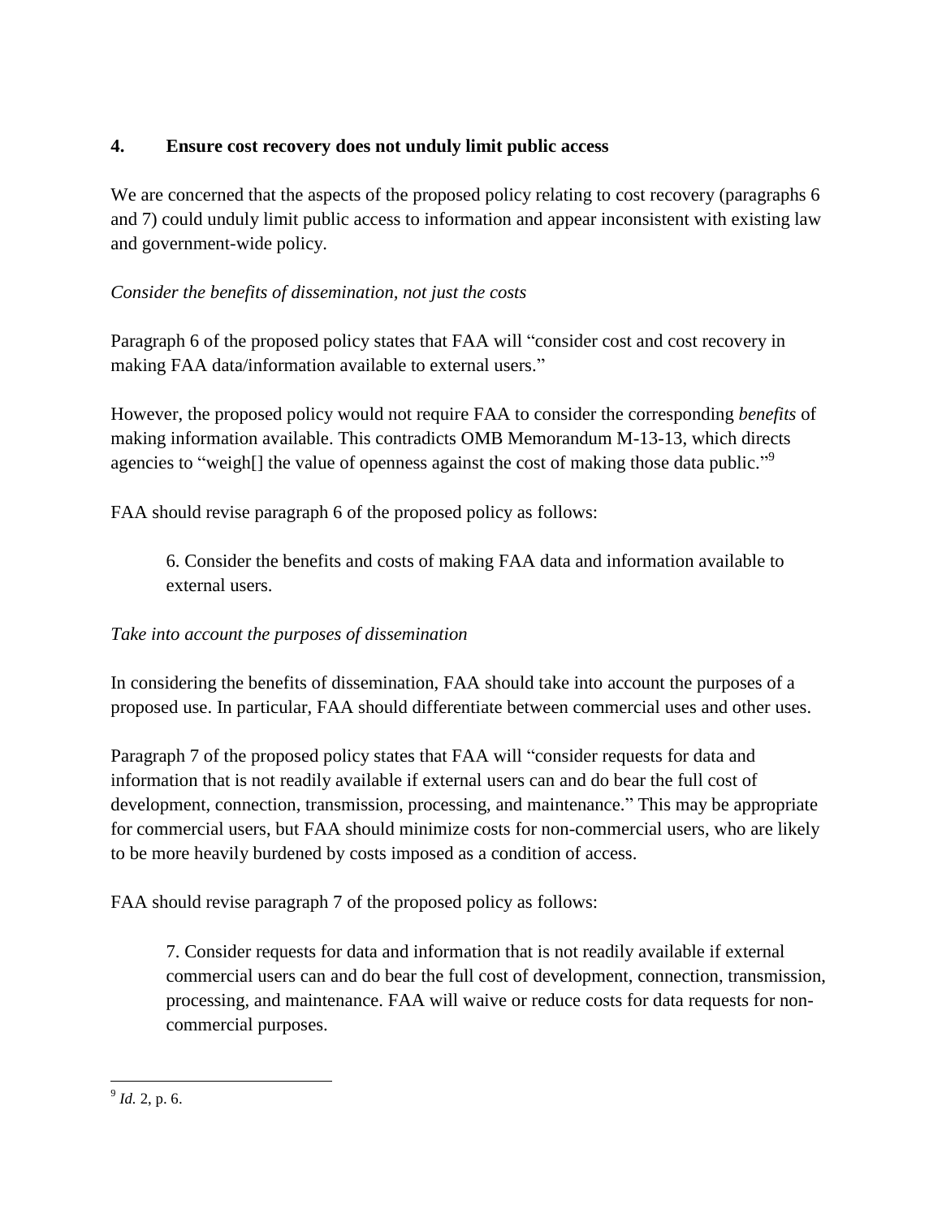## 4. Ensure cost recovery does not unduly limit public access

We are concerned that the aspects of the proposed policy relating to cost recovery (paragraphs 6 and 7) could unduly limit public access to information and appear inconsistent with existing law and government-wide policy.

*Consider the benefits of dissemination, not just the costs*

Paragraph 6 of the proposed policy states that FAA will "consider cost and cost recovery in making FAA data/information available to external users."

However, the proposed policy would not require FAA to consider the corresponding *benefits* of making information available. This contradicts OMB Memorandum M-13-13, which directs agencies to "weigh[] the value of openness against the cost of making those data public."[9]

FAA should revise paragraph 6 of the proposed policy as follows:

> 6. Consider the benefits and costs of making FAA data and information available to external users.

*Take into account the purposes of dissemination*

In considering the benefits of dissemination, FAA should take into account the purposes of a proposed use. In particular, FAA should differentiate between commercial uses and other uses.

Paragraph 7 of the proposed policy states that FAA will "consider requests for data and information that is not readily available if external users can and do bear the full cost of development, connection, transmission, processing, and maintenance." This may be appropriate for commercial users, but FAA should minimize costs for non-commercial users, who are likely to be more heavily burdened by costs imposed as a condition of access.

FAA should revise paragraph 7 of the proposed policy as follows:

> 7. Consider requests for data and information that is not readily available if external commercial users can and do bear the full cost of development, connection, transmission, processing, and maintenance. FAA will waive or reduce costs for data requests for non-commercial purposes.

---

[9] *Id.* 2, p. 6.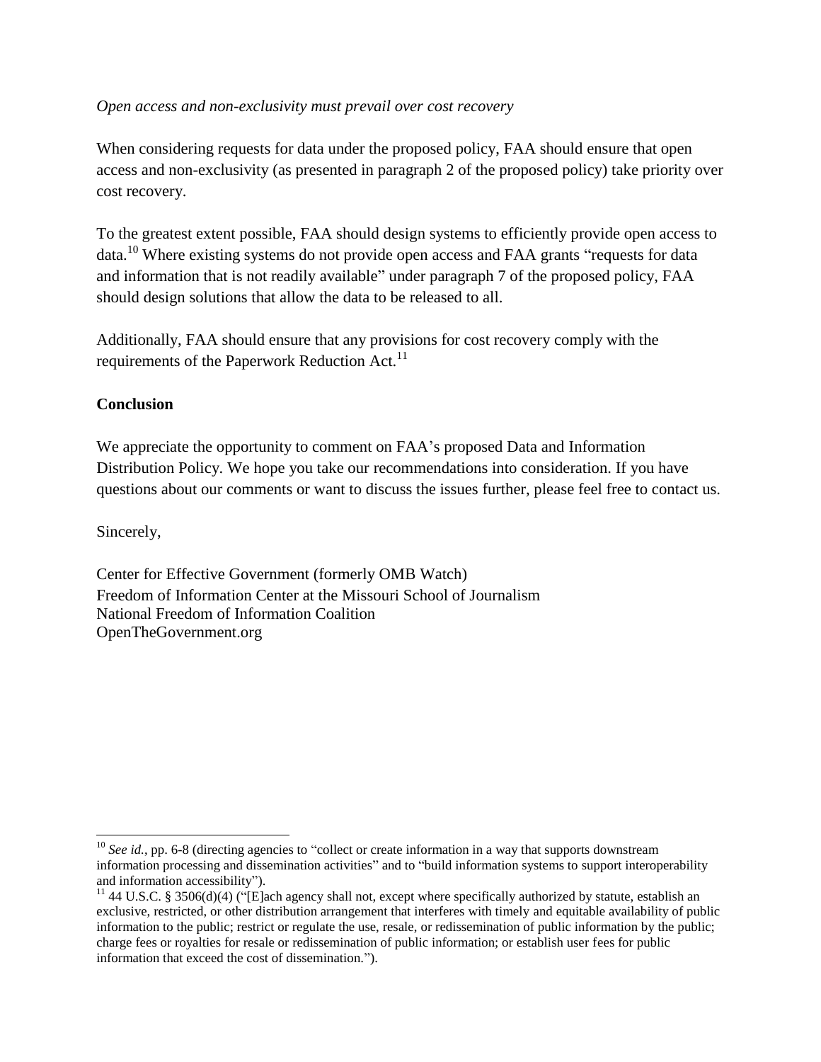*Open access and non-exclusivity must prevail over cost recovery*

When considering requests for data under the proposed policy, FAA should ensure that open access and non-exclusivity (as presented in paragraph 2 of the proposed policy) take priority over cost recovery.

To the greatest extent possible, FAA should design systems to efficiently provide open access to data.[10] Where existing systems do not provide open access and FAA grants "requests for data and information that is not readily available" under paragraph 7 of the proposed policy, FAA should design solutions that allow the data to be released to all.

Additionally, FAA should ensure that any provisions for cost recovery comply with the requirements of the Paperwork Reduction Act.[11]

**Conclusion**

We appreciate the opportunity to comment on FAA's proposed Data and Information Distribution Policy. We hope you take our recommendations into consideration. If you have questions about our comments or want to discuss the issues further, please feel free to contact us.

Sincerely,

Center for Effective Government (formerly OMB Watch)
Freedom of Information Center at the Missouri School of Journalism
National Freedom of Information Coalition
OpenTheGovernment.org

---

[10] *See id.*, pp. 6-8 (directing agencies to "collect or create information in a way that supports downstream information processing and dissemination activities" and to "build information systems to support interoperability and information accessibility").

[11] 44 U.S.C. § 3506(d)(4) ("[E]ach agency shall not, except where specifically authorized by statute, establish an exclusive, restricted, or other distribution arrangement that interferes with timely and equitable availability of public information to the public; restrict or regulate the use, resale, or redissemination of public information by the public; charge fees or royalties for resale or redissemination of public information; or establish user fees for public information that exceed the cost of dissemination.").